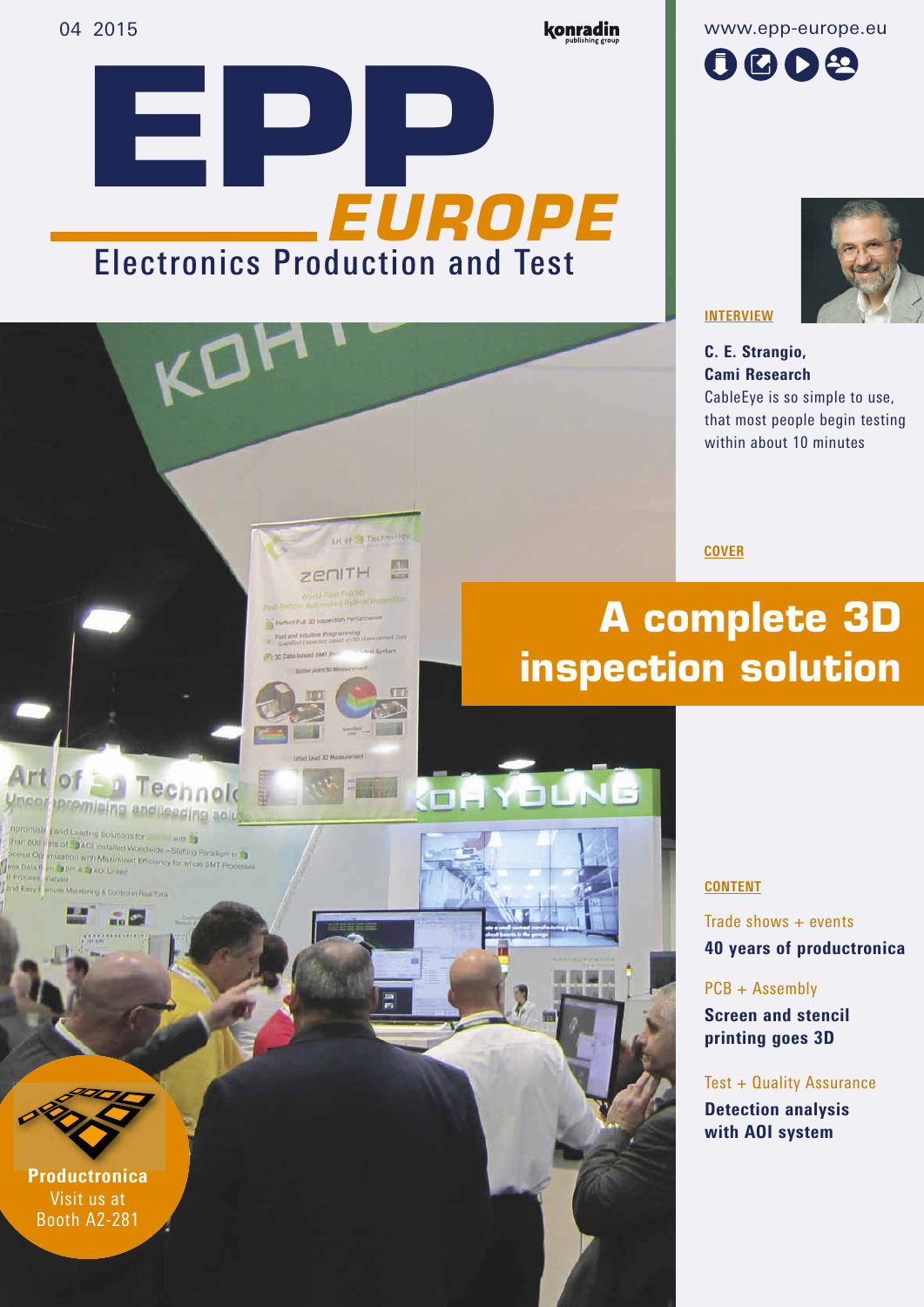04 2015

# EPP EUROPE

## Electronics Production and Test

www.epp-europe.eu

**INTERVIEW**

**C. E. Strangio, Cami Research**

CableEye is so simple to use, that most people begin testing within about 10 minutes

**COVER**

# A complete 3D inspection solution

**CONTENT**

Trade shows + events

**40 years of productronica**

PCB + Assembly

**Screen and stencil printing goes 3D**

Test + Quality Assurance

**Detection analysis with AOI system**

**Productronica**
Visit us at
Booth A2-281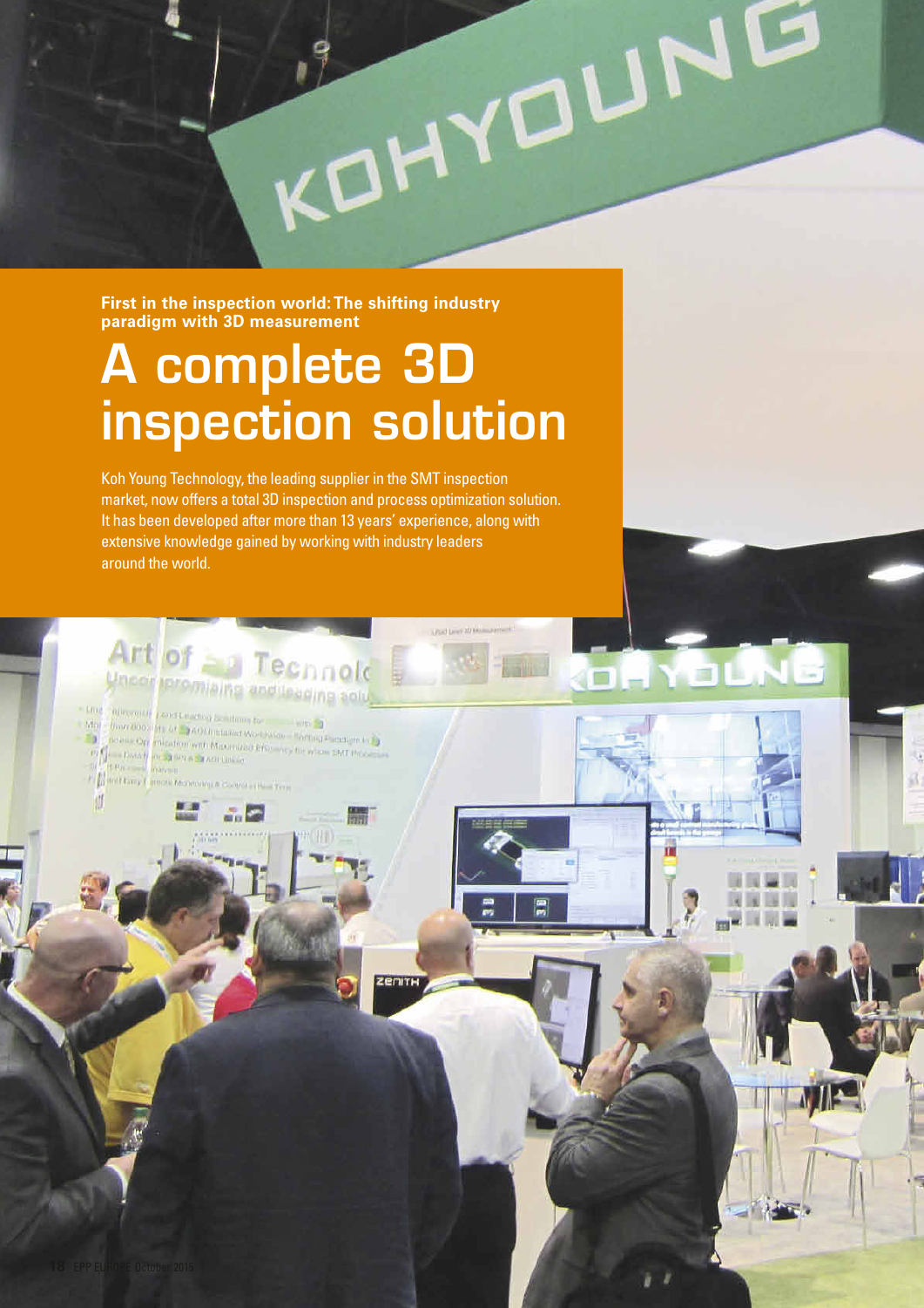**First in the inspection world: The shifting industry paradigm with 3D measurement**

# A complete 3D inspection solution

Koh Young Technology, the leading supplier in the SMT inspection market, now offers a total 3D inspection and process optimization solution. It has been developed after more than 13 years' experience, along with extensive knowledge gained by working with industry leaders around the world.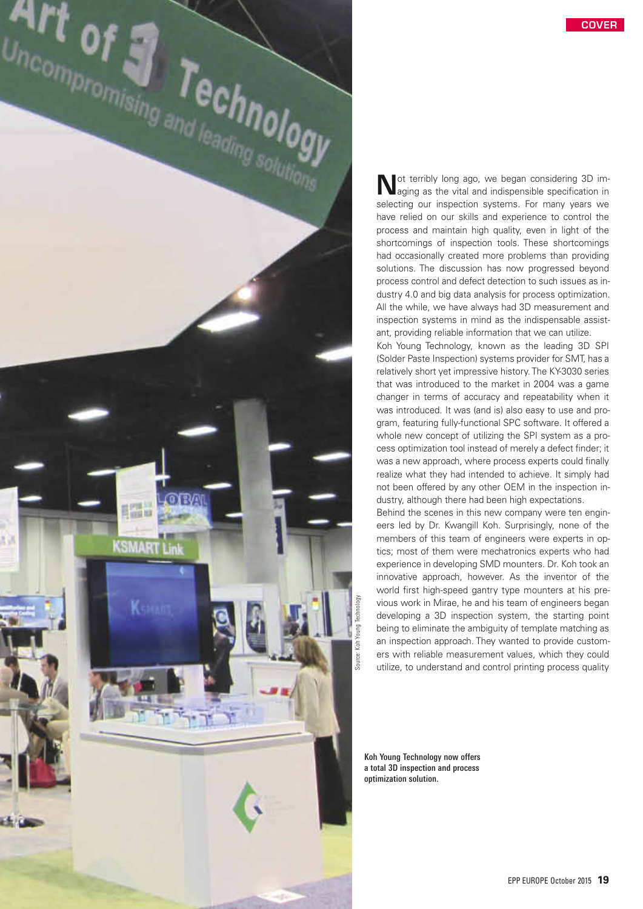Not terribly long ago, we began considering 3D imaging as the vital and indispensible specification in selecting our inspection systems. For many years we have relied on our skills and experience to control the process and maintain high quality, even in light of the shortcomings of inspection tools. These shortcomings had occasionally created more problems than providing solutions. The discussion has now progressed beyond process control and defect detection to such issues as industry 4.0 and big data analysis for process optimization. All the while, we have always had 3D measurement and inspection systems in mind as the indispensable assistant, providing reliable information that we can utilize.

Koh Young Technology, known as the leading 3D SPI (Solder Paste Inspection) systems provider for SMT, has a relatively short yet impressive history. The KY-3030 series that was introduced to the market in 2004 was a game changer in terms of accuracy and repeatability when it was introduced. It was (and is) also easy to use and program, featuring fully-functional SPC software. It offered a whole new concept of utilizing the SPI system as a process optimization tool instead of merely a defect finder; it was a new approach, where process experts could finally realize what they had intended to achieve. It simply had not been offered by any other OEM in the inspection industry, although there had been high expectations.

Behind the scenes in this new company were ten engineers led by Dr. Kwangill Koh. Surprisingly, none of the members of this team of engineers were experts in optics; most of them were mechatronics experts who had experience in developing SMD mounters. Dr. Koh took an innovative approach, however. As the inventor of the world first high-speed gantry type mounters at his previous work in Mirae, he and his team of engineers began developing a 3D inspection system, the starting point being to eliminate the ambiguity of template matching as an inspection approach. They wanted to provide customers with reliable measurement values, which they could utilize, to understand and control printing process quality

Source: Koh Young Technology

Koh Young Technology now offers a total 3D inspection and process optimization solution.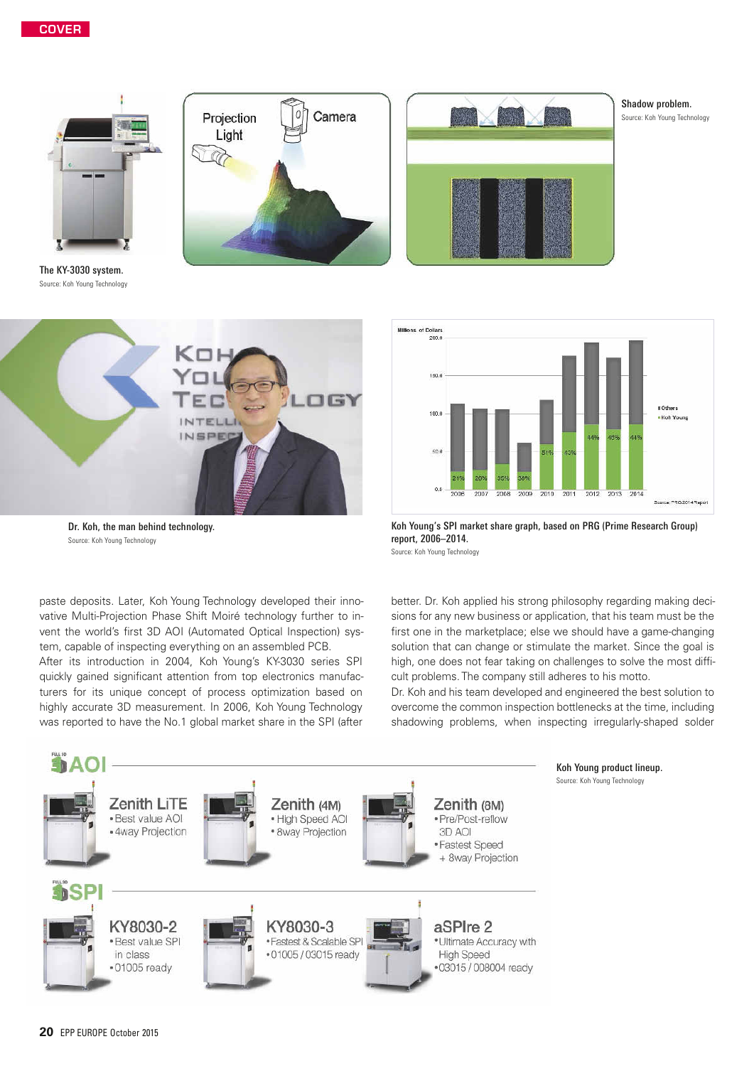The KY-3030 system.
Source: Koh Young Technology

Shadow problem.
Source: Koh Young Technology

Dr. Koh, the man behind technology.
Source: Koh Young Technology

Koh Young's SPI market share graph, based on PRG (Prime Research Group) report, 2006–2014.
Source: Koh Young Technology

paste deposits. Later, Koh Young Technology developed their innovative Multi-Projection Phase Shift Moiré technology further to invent the world's first 3D AOI (Automated Optical Inspection) system, capable of inspecting everything on an assembled PCB.

After its introduction in 2004, Koh Young's KY-3030 series SPI quickly gained significant attention from top electronics manufacturers for its unique concept of process optimization based on highly accurate 3D measurement. In 2006, Koh Young Technology was reported to have the No.1 global market share in the SPI (after better. Dr. Koh applied his strong philosophy regarding making decisions for any new business or application, that his team must be the first one in the marketplace; else we should have a game-changing solution that can change or stimulate the market. Since the goal is high, one does not fear taking on challenges to solve the most difficult problems. The company still adheres to his motto.

Dr. Koh and his team developed and engineered the best solution to overcome the common inspection bottlenecks at the time, including shadowing problems, when inspecting irregularly-shaped solder

Koh Young product lineup.
Source: Koh Young Technology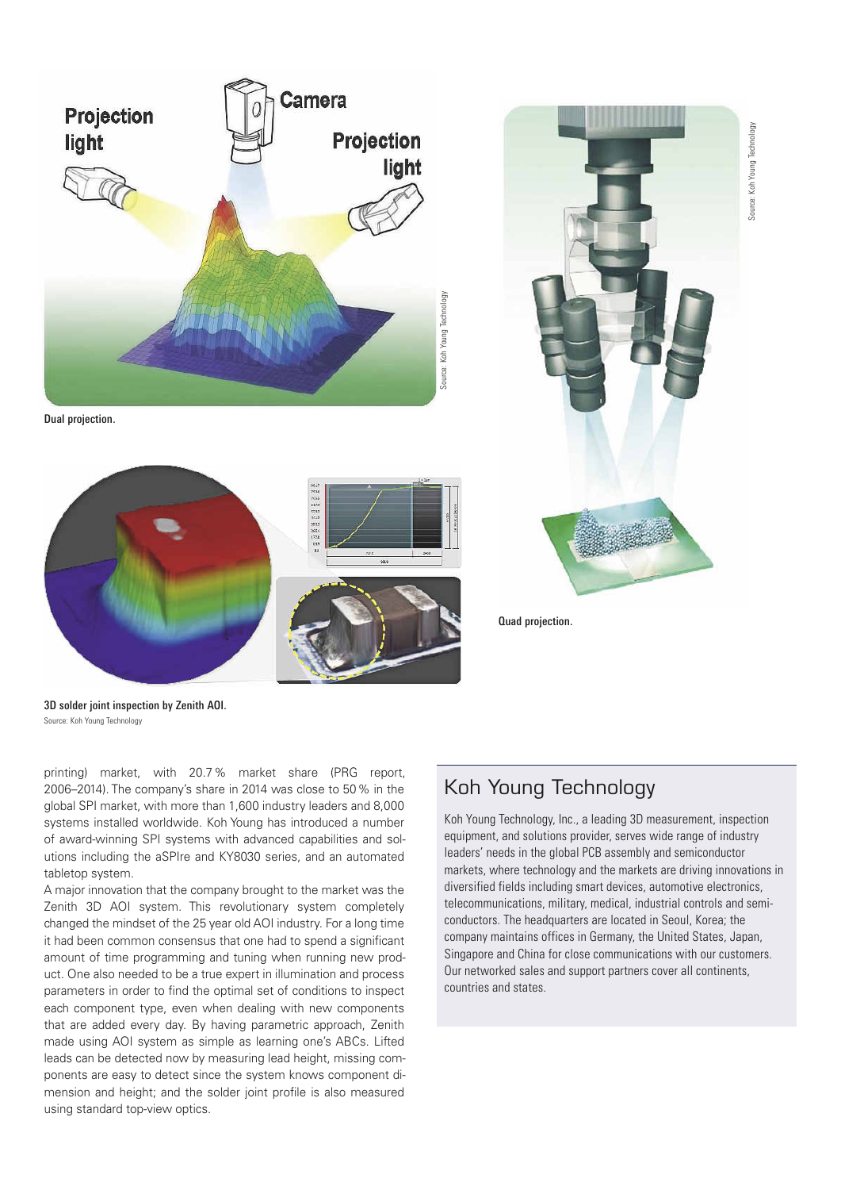Dual projection.

Quad projection.

3D solder joint inspection by Zenith AOI.

Source: Koh Young Technology

printing) market, with 20.7 % market share (PRG report, 2006–2014). The company's share in 2014 was close to 50 % in the global SPI market, with more than 1,600 industry leaders and 8,000 systems installed worldwide. Koh Young has introduced a number of award-winning SPI systems with advanced capabilities and solutions including the aSPIre and KY8030 series, and an automated tabletop system.

A major innovation that the company brought to the market was the Zenith 3D AOI system. This revolutionary system completely changed the mindset of the 25 year old AOI industry. For a long time it had been common consensus that one had to spend a significant amount of time programming and tuning when running new product. One also needed to be a true expert in illumination and process parameters in order to find the optimal set of conditions to inspect each component type, even when dealing with new components that are added every day. By having parametric approach, Zenith made using AOI system as simple as learning one's ABCs. Lifted leads can be detected now by measuring lead height, missing components are easy to detect since the system knows component dimension and height; and the solder joint profile is also measured using standard top-view optics.

## Koh Young Technology

Koh Young Technology, Inc., a leading 3D measurement, inspection equipment, and solutions provider, serves wide range of industry leaders' needs in the global PCB assembly and semiconductor markets, where technology and the markets are driving innovations in diversified fields including smart devices, automotive electronics, telecommunications, military, medical, industrial controls and semiconductors. The headquarters are located in Seoul, Korea; the company maintains offices in Germany, the United States, Japan, Singapore and China for close communications with our customers. Our networked sales and support partners cover all continents, countries and states.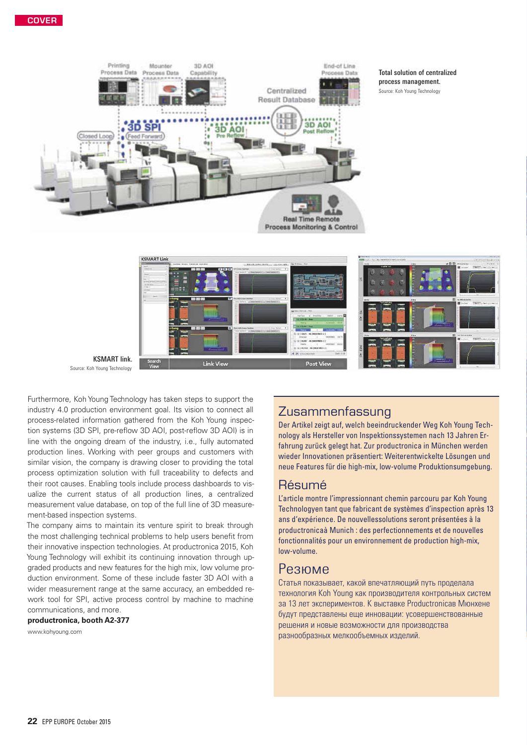COVER

Printing Process Data

Mounter Process Data

3D AOI Capability

End-of Line Process Data

Centralized Result Database

3D SPI

Closed Loop

Feed Forward

3D AOI Pre Reflow

3D AOI Post Reflow

Real Time Remote Process Monitoring & Control

Total solution of centralized process management.

Source: Koh Young Technology

KSMART Link

Search View

Link View

Post View

KSMART link.

Source: Koh Young Technology

Furthermore, Koh Young Technology has taken steps to support the industry 4.0 production environment goal. Its vision to connect all process-related information gathered from the Koh Young inspection systems (3D SPI, pre-reflow 3D AOI, post-reflow 3D AOI) is in line with the ongoing dream of the industry, i.e., fully automated production lines. Working with peer groups and customers with similar vision, the company is drawing closer to providing the total process optimization solution with full traceability to defects and their root causes. Enabling tools include process dashboards to visualize the current status of all production lines, a centralized measurement value database, on top of the full line of 3D measurement-based inspection systems.

The company aims to maintain its venture spirit to break through the most challenging technical problems to help users benefit from their innovative inspection technologies. At productronica 2015, Koh Young Technology will exhibit its continuing innovation through upgraded products and new features for the high mix, low volume production environment. Some of these include faster 3D AOI with a wider measurement range at the same accuracy, an embedded rework tool for SPI, active process control by machine to machine communications, and more.

**productronica, booth A2-377**

www.kohyoung.com

## Zusammenfassung

Der Artikel zeigt auf, welch beeindruckender Weg Koh Young Technology als Hersteller von Inspektionssystemen nach 13 Jahren Erfahrung zurück gelegt hat. Zur productronica in München werden wieder Innovationen präsentiert: Weiterentwickelte Lösungen und neue Features für die high-mix, low-volume Produktionsumgebung.

## Résumé

L'article montre l'impressionnant chemin parcouru par Koh Young Technologyen tant que fabricant de systèmes d'inspection après 13 ans d'expérience. De nouvellessolutions seront présentées à la productronicaà Munich : des perfectionnements et de nouvelles fonctionnalités pour un environnement de production high-mix, low-volume.

## Резюме

Статья показывает, какой впечатляющий путь проделала технология Koh Young как производителя контрольных систем за 13 лет экспериментов. К выставке Productronicaв Мюнхене будут представлены еще инновации: усовершенствованные решения и новые возможности для производства разнообразных мелкообъемных изделий.